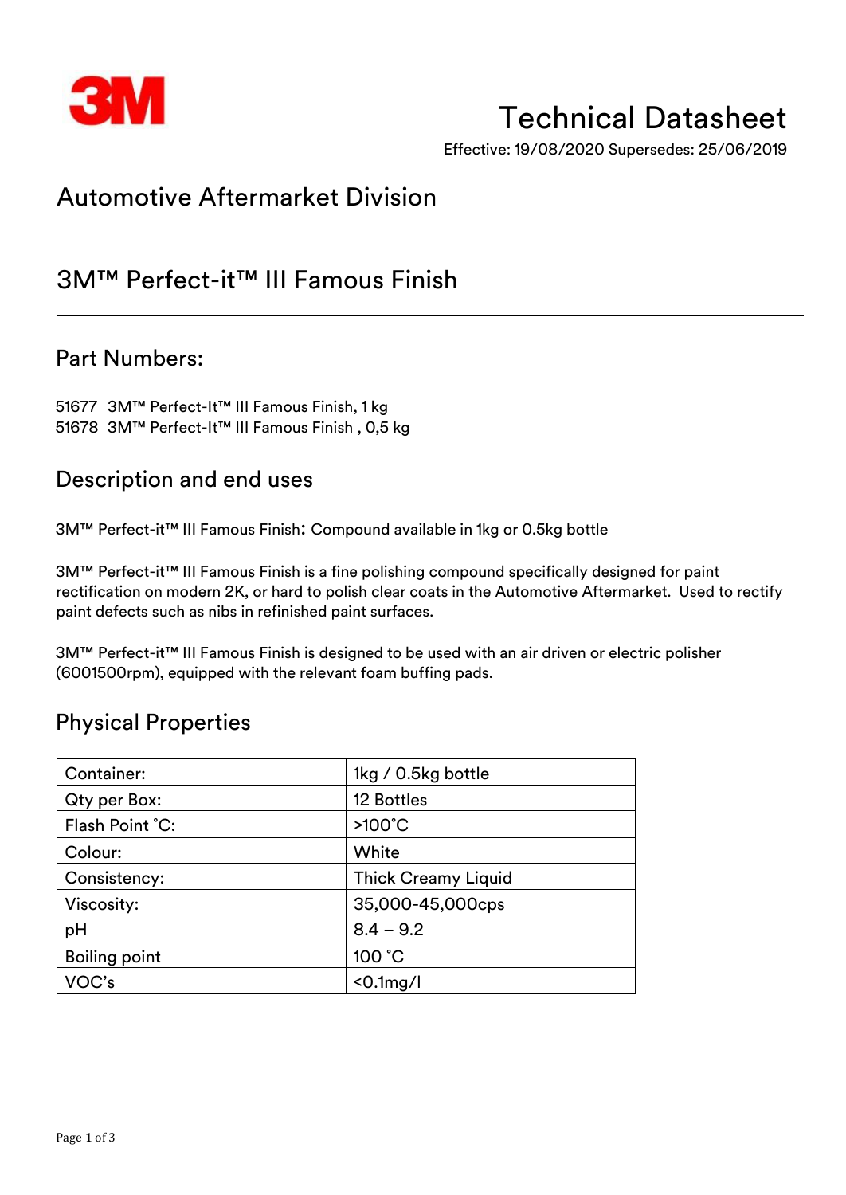# Technical Datasheet

Effective: 19/08/2020 Supersedes: 25/06/2019

## Automotive Aftermarket Division

## 3M™ Perfect-it™ III Famous Finish

### Part Numbers:

51677 3M™ Perfect-It™ III Famous Finish, 1 kg
51678 3M™ Perfect-It™ III Famous Finish , 0,5 kg

### Description and end uses

3M™ Perfect-it™ III Famous Finish: Compound available in 1kg or 0.5kg bottle

3M™ Perfect-it™ III Famous Finish is a fine polishing compound specifically designed for paint rectification on modern 2K, or hard to polish clear coats in the Automotive Aftermarket. Used to rectify paint defects such as nibs in refinished paint surfaces.

3M™ Perfect-it™ III Famous Finish is designed to be used with an air driven or electric polisher (6001500rpm), equipped with the relevant foam buffing pads.

### Physical Properties

| Container: | 1kg / 0.5kg bottle |
|---|---|
| Qty per Box: | 12 Bottles |
| Flash Point °C: | >100°C |
| Colour: | White |
| Consistency: | Thick Creamy Liquid |
| Viscosity: | 35,000-45,000cps |
| pH | 8.4 – 9.2 |
| Boiling point | 100 °C |
| VOC's | <0.1mg/l |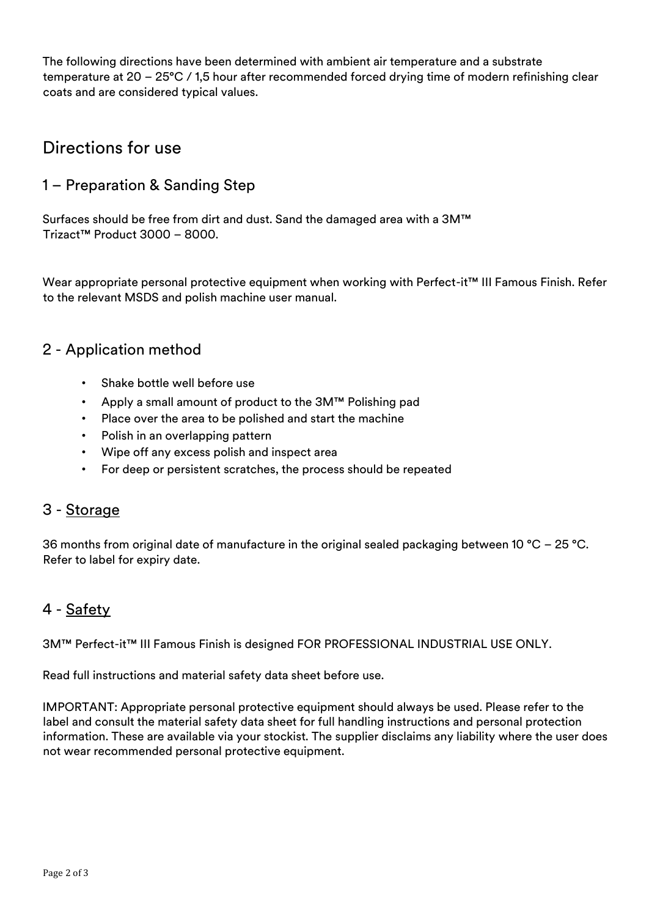The following directions have been determined with ambient air temperature and a substrate temperature at 20 – 25°C / 1,5 hour after recommended forced drying time of modern refinishing clear coats and are considered typical values.

# Directions for use

## 1 – Preparation & Sanding Step

Surfaces should be free from dirt and dust. Sand the damaged area with a 3M™ Trizact™ Product 3000 – 8000.

Wear appropriate personal protective equipment when working with Perfect-it™ III Famous Finish. Refer to the relevant MSDS and polish machine user manual.

## 2 - Application method

- Shake bottle well before use
- Apply a small amount of product to the 3M™ Polishing pad
- Place over the area to be polished and start the machine
- Polish in an overlapping pattern
- Wipe off any excess polish and inspect area
- For deep or persistent scratches, the process should be repeated

## 3 - Storage

36 months from original date of manufacture in the original sealed packaging between 10 °C – 25 °C. Refer to label for expiry date.

## 4 - Safety

3M™ Perfect-it™ III Famous Finish is designed FOR PROFESSIONAL INDUSTRIAL USE ONLY.

Read full instructions and material safety data sheet before use.

IMPORTANT: Appropriate personal protective equipment should always be used. Please refer to the label and consult the material safety data sheet for full handling instructions and personal protection information. These are available via your stockist. The supplier disclaims any liability where the user does not wear recommended personal protective equipment.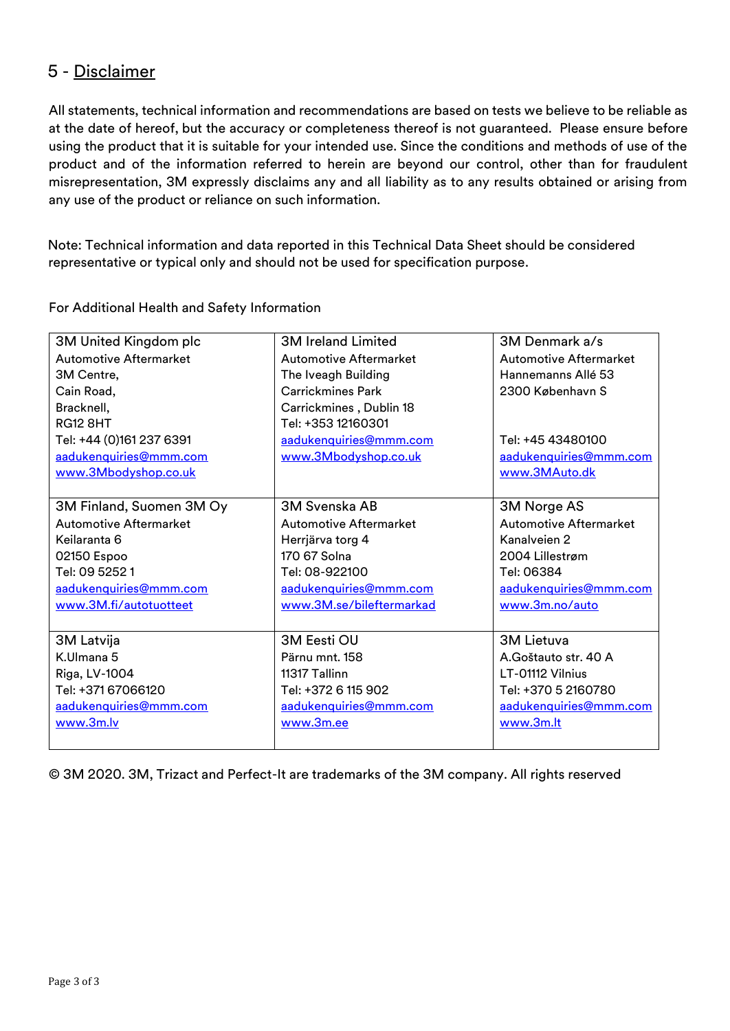## 5 - Disclaimer

All statements, technical information and recommendations are based on tests we believe to be reliable as at the date of hereof, but the accuracy or completeness thereof is not guaranteed. Please ensure before using the product that it is suitable for your intended use. Since the conditions and methods of use of the product and of the information referred to herein are beyond our control, other than for fraudulent misrepresentation, 3M expressly disclaims any and all liability as to any results obtained or arising from any use of the product or reliance on such information.

Note: Technical information and data reported in this Technical Data Sheet should be considered representative or typical only and should not be used for specification purpose.

For Additional Health and Safety Information

| | | |
|---|---|---|
| 3M United Kingdom plc<br>Automotive Aftermarket<br>3M Centre,<br>Cain Road,<br>Bracknell,<br>RG12 8HT<br>Tel: +44 (0)161 237 6391<br>aadukenquiries@mmm.com<br>www.3Mbodyshop.co.uk | 3M Ireland Limited<br>Automotive Aftermarket<br>The Iveagh Building<br>Carrickmines Park<br>Carrickmines , Dublin 18<br>Tel: +353 12160301<br>aadukenquiries@mmm.com<br>www.3Mbodyshop.co.uk | 3M Denmark a/s<br>Automotive Aftermarket<br>Hannemanns Allé 53<br>2300 København S<br><br>Tel: +45 43480100<br>aadukenquiries@mmm.com<br>www.3MAuto.dk |
| 3M Finland, Suomen 3M Oy<br>Automotive Aftermarket<br>Keilaranta 6<br>02150 Espoo<br>Tel: 09 5252 1<br>aadukenquiries@mmm.com<br>www.3M.fi/autotuotteet | 3M Svenska AB<br>Automotive Aftermarket<br>Herrjärva torg 4<br>170 67 Solna<br>Tel: 08-922100<br>aadukenquiries@mmm.com<br>www.3M.se/bileftermarkad | 3M Norge AS<br>Automotive Aftermarket<br>Kanalveien 2<br>2004 Lillestrøm<br>Tel: 06384<br>aadukenquiries@mmm.com<br>www.3m.no/auto |
| 3M Latvija<br>K.Ulmana 5<br>Riga, LV-1004<br>Tel: +371 67066120<br>aadukenquiries@mmm.com<br>www.3m.lv | 3M Eesti OU<br>Pärnu mnt. 158<br>11317 Tallinn<br>Tel: +372 6 115 902<br>aadukenquiries@mmm.com<br>www.3m.ee | 3M Lietuva<br>A.Goštauto str. 40 A<br>LT-01112 Vilnius<br>Tel: +370 5 2160780<br>aadukenquiries@mmm.com<br>www.3m.lt |

© 3M 2020. 3M, Trizact and Perfect-It are trademarks of the 3M company. All rights reserved